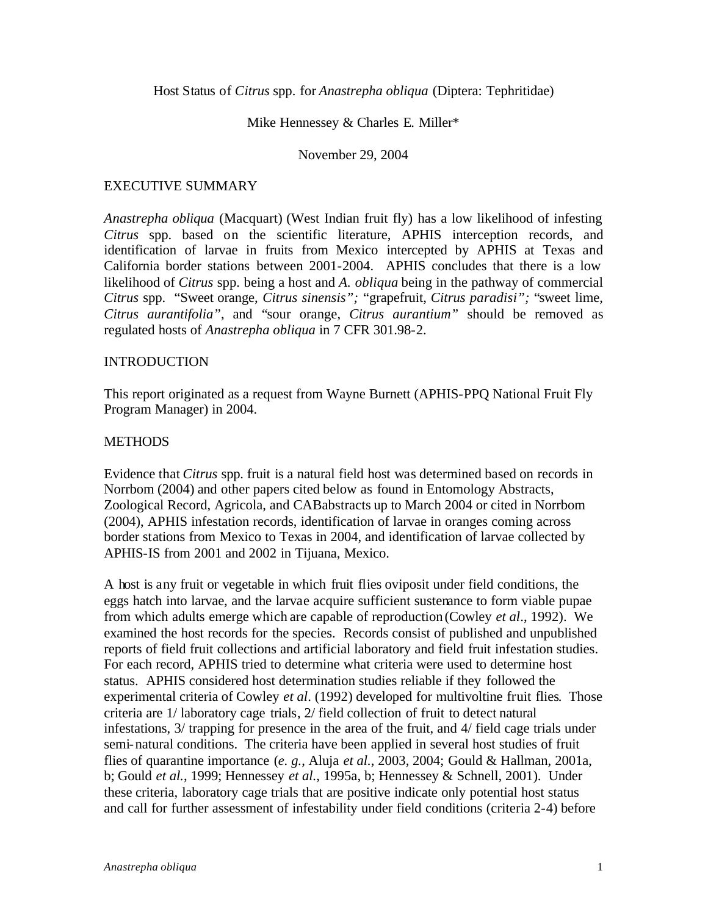# Host Status of *Citrus* spp. for *Anastrepha obliqua* (Diptera: Tephritidae)

Mike Hennessey & Charles E. Miller*

November 29, 2004

## EXECUTIVE SUMMARY

*Anastrepha obliqua* (Macquart) (West Indian fruit fly) has a low likelihood of infesting *Citrus* spp. based on the scientific literature, APHIS interception records, and identification of larvae in fruits from Mexico intercepted by APHIS at Texas and California border stations between 2001-2004. APHIS concludes that there is a low likelihood of *Citrus* spp. being a host and *A. obliqua* being in the pathway of commercial *Citrus* spp. "Sweet orange, *Citrus sinensis*"; "grapefruit, *Citrus paradisi*"; "sweet lime, *Citrus aurantifolia*", and "sour orange, *Citrus aurantium*" should be removed as regulated hosts of *Anastrepha obliqua* in 7 CFR 301.98-2.

## INTRODUCTION

This report originated as a request from Wayne Burnett (APHIS-PPQ National Fruit Fly Program Manager) in 2004.

## METHODS

Evidence that *Citrus* spp. fruit is a natural field host was determined based on records in Norrbom (2004) and other papers cited below as found in Entomology Abstracts, Zoological Record, Agricola, and CABabstracts up to March 2004 or cited in Norrbom (2004), APHIS infestation records, identification of larvae in oranges coming across border stations from Mexico to Texas in 2004, and identification of larvae collected by APHIS-IS from 2001 and 2002 in Tijuana, Mexico.

A host is any fruit or vegetable in which fruit flies oviposit under field conditions, the eggs hatch into larvae, and the larvae acquire sufficient sustenance to form viable pupae from which adults emerge which are capable of reproduction (Cowley *et al*., 1992). We examined the host records for the species. Records consist of published and unpublished reports of field fruit collections and artificial laboratory and field fruit infestation studies. For each record, APHIS tried to determine what criteria were used to determine host status. APHIS considered host determination studies reliable if they followed the experimental criteria of Cowley *et al*. (1992) developed for multivoltine fruit flies. Those criteria are 1/ laboratory cage trials, 2/ field collection of fruit to detect natural infestations, 3/ trapping for presence in the area of the fruit, and 4/ field cage trials under semi-natural conditions. The criteria have been applied in several host studies of fruit flies of quarantine importance (*e. g.*, Aluja *et al*., 2003, 2004; Gould & Hallman, 2001a, b; Gould *et al.*, 1999; Hennessey *et al*., 1995a, b; Hennessey & Schnell, 2001). Under these criteria, laboratory cage trials that are positive indicate only potential host status and call for further assessment of infestability under field conditions (criteria 2-4) before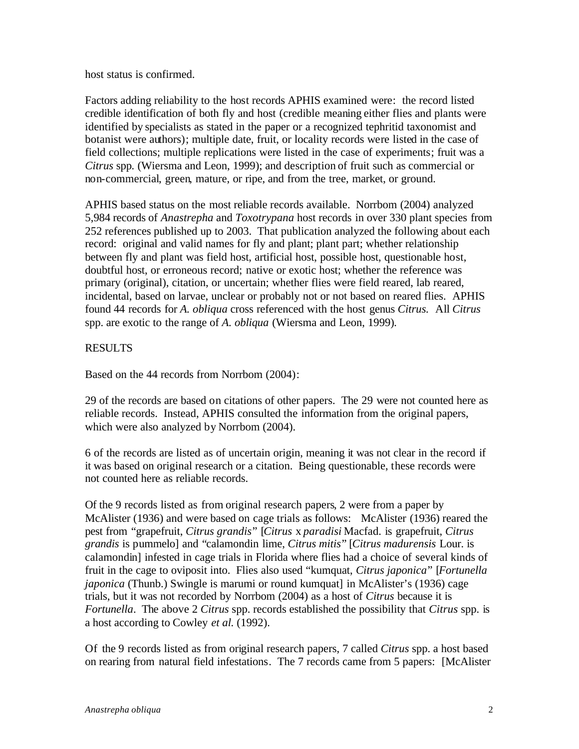host status is confirmed.

Factors adding reliability to the host records APHIS examined were: the record listed credible identification of both fly and host (credible meaning either flies and plants were identified by specialists as stated in the paper or a recognized tephritid taxonomist and botanist were authors); multiple date, fruit, or locality records were listed in the case of field collections; multiple replications were listed in the case of experiments; fruit was a *Citrus* spp. (Wiersma and Leon, 1999); and description of fruit such as commercial or non-commercial, green, mature, or ripe, and from the tree, market, or ground.

APHIS based status on the most reliable records available. Norrbom (2004) analyzed 5,984 records of *Anastrepha* and *Toxotrypana* host records in over 330 plant species from 252 references published up to 2003. That publication analyzed the following about each record: original and valid names for fly and plant; plant part; whether relationship between fly and plant was field host, artificial host, possible host, questionable host, doubtful host, or erroneous record; native or exotic host; whether the reference was primary (original), citation, or uncertain; whether flies were field reared, lab reared, incidental, based on larvae, unclear or probably not or not based on reared flies. APHIS found 44 records for *A. obliqua* cross referenced with the host genus *Citrus*. All *Citrus* spp. are exotic to the range of *A. obliqua* (Wiersma and Leon, 1999).

RESULTS

Based on the 44 records from Norrbom (2004):

29 of the records are based on citations of other papers. The 29 were not counted here as reliable records. Instead, APHIS consulted the information from the original papers, which were also analyzed by Norrbom (2004).

6 of the records are listed as of uncertain origin, meaning it was not clear in the record if it was based on original research or a citation. Being questionable, these records were not counted here as reliable records.

Of the 9 records listed as from original research papers, 2 were from a paper by McAlister (1936) and were based on cage trials as follows: McAlister (1936) reared the pest from "grapefruit, *Citrus grandis*" [*Citrus* x *paradisi* Macfad. is grapefruit, *Citrus grandis* is pummelo] and "calamondin lime, *Citrus mitis*" [*Citrus madurensis* Lour. is calamondin] infested in cage trials in Florida where flies had a choice of several kinds of fruit in the cage to oviposit into. Flies also used "kumquat, *Citrus japonica*" [*Fortunella japonica* (Thunb.) Swingle is marumi or round kumquat] in McAlister's (1936) cage trials, but it was not recorded by Norrbom (2004) as a host of *Citrus* because it is *Fortunella*. The above 2 *Citrus* spp. records established the possibility that *Citrus* spp. is a host according to Cowley *et al.* (1992).

Of the 9 records listed as from original research papers, 7 called *Citrus* spp. a host based on rearing from natural field infestations. The 7 records came from 5 papers: [McAlister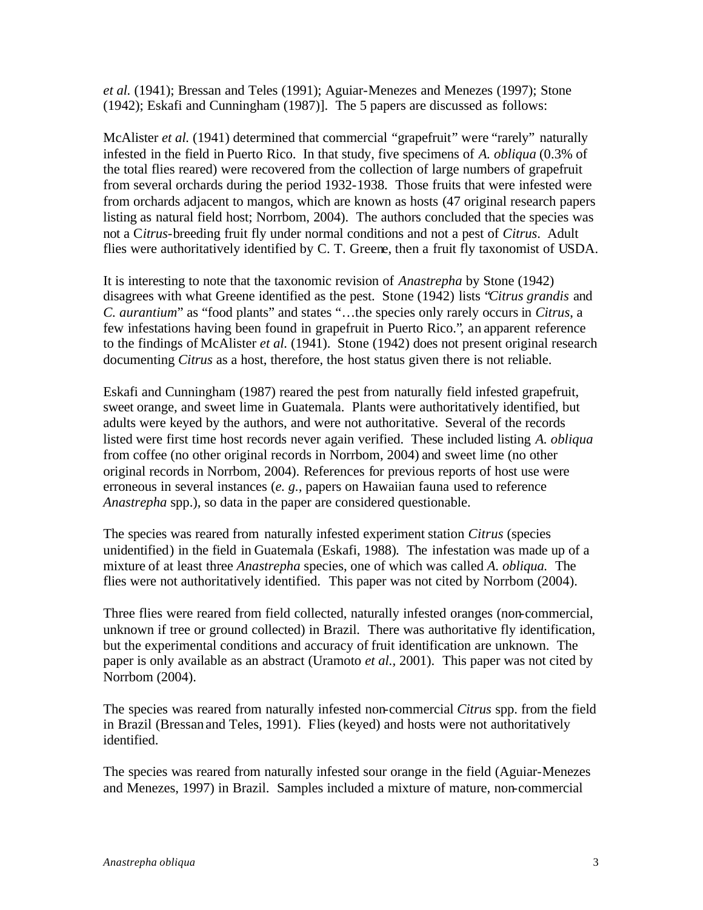*et al.* (1941); Bressan and Teles (1991); Aguiar-Menezes and Menezes (1997); Stone (1942); Eskafi and Cunningham (1987)]. The 5 papers are discussed as follows:

McAlister *et al.* (1941) determined that commercial "grapefruit" were "rarely" naturally infested in the field in Puerto Rico. In that study, five specimens of *A. obliqua* (0.3% of the total flies reared) were recovered from the collection of large numbers of grapefruit from several orchards during the period 1932-1938. Those fruits that were infested were from orchards adjacent to mangos, which are known as hosts (47 original research papers listing as natural field host; Norrbom, 2004). The authors concluded that the species was not a C*itrus*-breeding fruit fly under normal conditions and not a pest of *Citrus*. Adult flies were authoritatively identified by C. T. Greene, then a fruit fly taxonomist of USDA.

It is interesting to note that the taxonomic revision of *Anastrepha* by Stone (1942) disagrees with what Greene identified as the pest. Stone (1942) lists "*Citrus grandis* and *C. aurantium*" as "food plants" and states "…the species only rarely occurs in *Citrus*, a few infestations having been found in grapefruit in Puerto Rico.", an apparent reference to the findings of McAlister *et al.* (1941). Stone (1942) does not present original research documenting *Citrus* as a host, therefore, the host status given there is not reliable.

Eskafi and Cunningham (1987) reared the pest from naturally field infested grapefruit, sweet orange, and sweet lime in Guatemala. Plants were authoritatively identified, but adults were keyed by the authors, and were not authoritative. Several of the records listed were first time host records never again verified. These included listing *A. obliqua* from coffee (no other original records in Norrbom, 2004) and sweet lime (no other original records in Norrbom, 2004). References for previous reports of host use were erroneous in several instances (*e. g.*, papers on Hawaiian fauna used to reference *Anastrepha* spp.), so data in the paper are considered questionable.

The species was reared from naturally infested experiment station *Citrus* (species unidentified) in the field in Guatemala (Eskafi, 1988). The infestation was made up of a mixture of at least three *Anastrepha* species, one of which was called *A. obliqua.* The flies were not authoritatively identified. This paper was not cited by Norrbom (2004).

Three flies were reared from field collected, naturally infested oranges (non-commercial, unknown if tree or ground collected) in Brazil. There was authoritative fly identification, but the experimental conditions and accuracy of fruit identification are unknown. The paper is only available as an abstract (Uramoto *et al.*, 2001). This paper was not cited by Norrbom (2004).

The species was reared from naturally infested non-commercial *Citrus* spp. from the field in Brazil (Bressan and Teles, 1991). Flies (keyed) and hosts were not authoritatively identified.

The species was reared from naturally infested sour orange in the field (Aguiar-Menezes and Menezes, 1997) in Brazil. Samples included a mixture of mature, non-commercial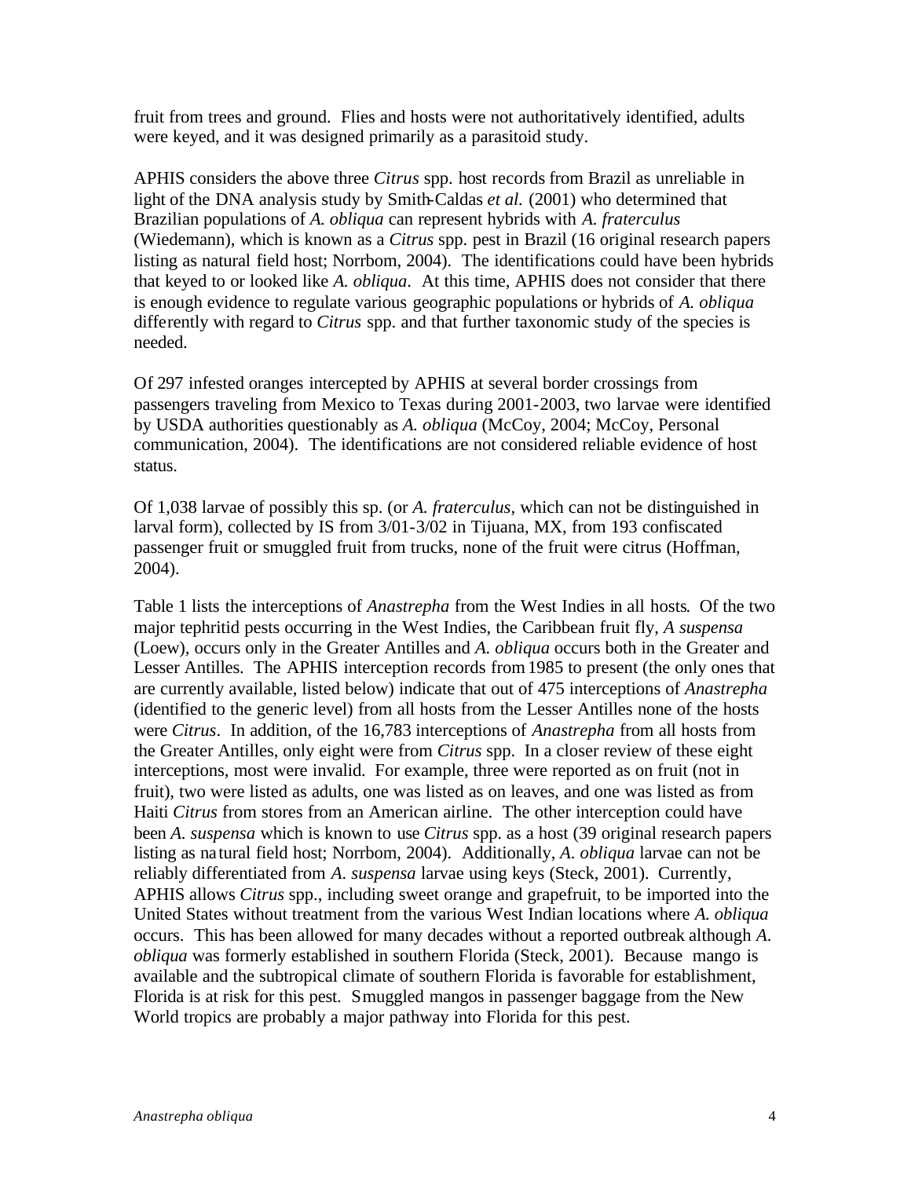fruit from trees and ground. Flies and hosts were not authoritatively identified, adults were keyed, and it was designed primarily as a parasitoid study.

APHIS considers the above three *Citrus* spp. host records from Brazil as unreliable in light of the DNA analysis study by Smith-Caldas *et al.* (2001) who determined that Brazilian populations of *A. obliqua* can represent hybrids with *A. fraterculus* (Wiedemann), which is known as a *Citrus* spp. pest in Brazil (16 original research papers listing as natural field host; Norrbom, 2004). The identifications could have been hybrids that keyed to or looked like *A. obliqua*. At this time, APHIS does not consider that there is enough evidence to regulate various geographic populations or hybrids of *A. obliqua* differently with regard to *Citrus* spp. and that further taxonomic study of the species is needed.

Of 297 infested oranges intercepted by APHIS at several border crossings from passengers traveling from Mexico to Texas during 2001-2003, two larvae were identified by USDA authorities questionably as *A. obliqua* (McCoy, 2004; McCoy, Personal communication, 2004). The identifications are not considered reliable evidence of host status.

Of 1,038 larvae of possibly this sp. (or *A. fraterculus*, which can not be distinguished in larval form), collected by IS from 3/01-3/02 in Tijuana, MX, from 193 confiscated passenger fruit or smuggled fruit from trucks, none of the fruit were citrus (Hoffman, 2004).

Table 1 lists the interceptions of *Anastrepha* from the West Indies in all hosts. Of the two major tephritid pests occurring in the West Indies, the Caribbean fruit fly, *A suspensa* (Loew), occurs only in the Greater Antilles and *A. obliqua* occurs both in the Greater and Lesser Antilles. The APHIS interception records from 1985 to present (the only ones that are currently available, listed below) indicate that out of 475 interceptions of *Anastrepha* (identified to the generic level) from all hosts from the Lesser Antilles none of the hosts were *Citrus*. In addition, of the 16,783 interceptions of *Anastrepha* from all hosts from the Greater Antilles, only eight were from *Citrus* spp. In a closer review of these eight interceptions, most were invalid. For example, three were reported as on fruit (not in fruit), two were listed as adults, one was listed as on leaves, and one was listed as from Haiti *Citrus* from stores from an American airline. The other interception could have been *A. suspensa* which is known to use *Citrus* spp. as a host (39 original research papers listing as natural field host; Norrbom, 2004). Additionally, *A. obliqua* larvae can not be reliably differentiated from *A. suspensa* larvae using keys (Steck, 2001). Currently, APHIS allows *Citrus* spp., including sweet orange and grapefruit, to be imported into the United States without treatment from the various West Indian locations where *A. obliqua* occurs. This has been allowed for many decades without a reported outbreak although *A. obliqua* was formerly established in southern Florida (Steck, 2001). Because mango is available and the subtropical climate of southern Florida is favorable for establishment, Florida is at risk for this pest. Smuggled mangos in passenger baggage from the New World tropics are probably a major pathway into Florida for this pest.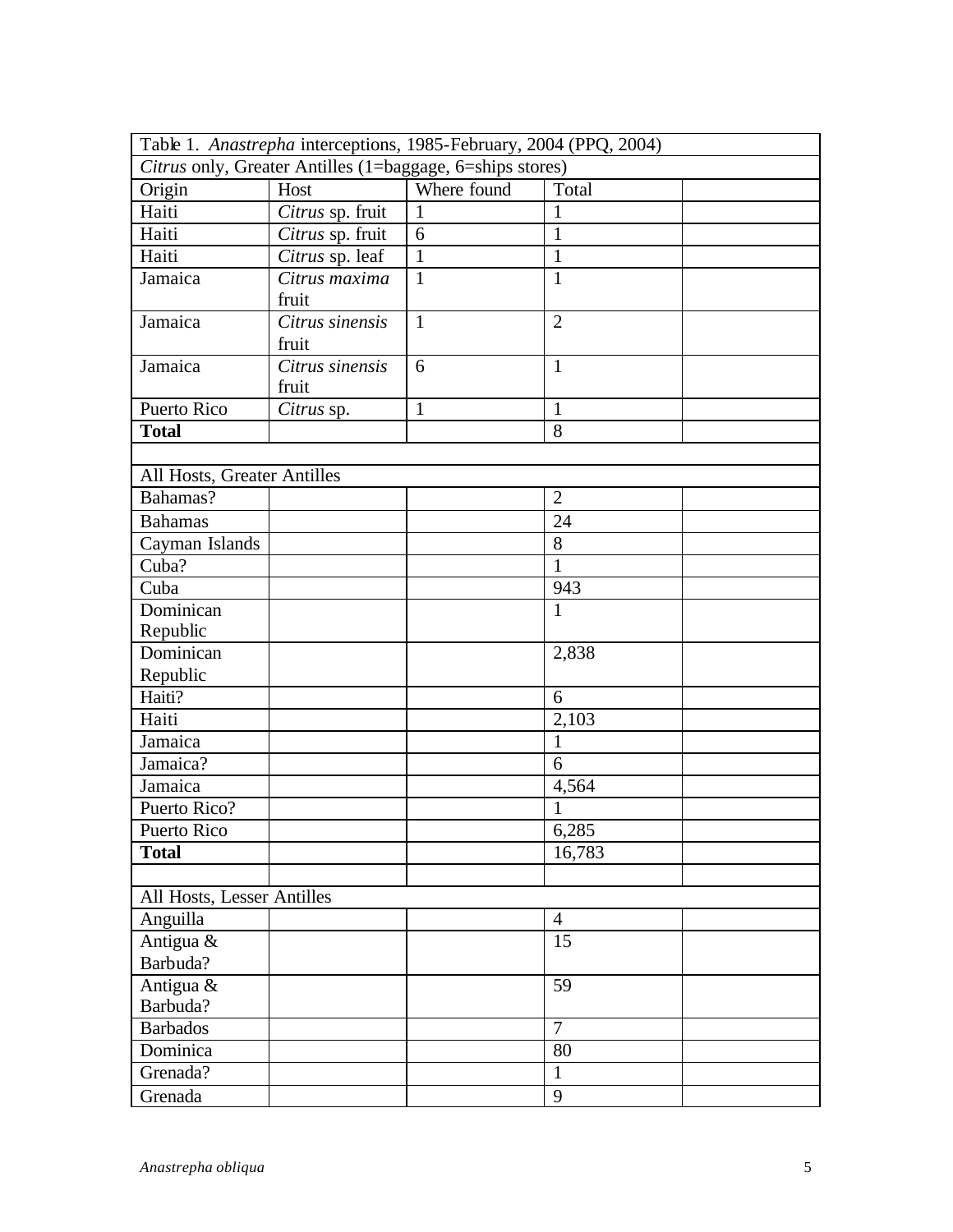| Table 1. *Anastrepha* interceptions, 1985-February, 2004 (PPQ, 2004) | | | | |
|---|---|---|---|---|
| *Citrus* only, Greater Antilles (1=baggage, 6=ships stores) | | | | |
| Origin | Host | Where found | Total | |
| Haiti | *Citrus* sp. fruit | 1 | 1 | |
| Haiti | *Citrus* sp. fruit | 6 | 1 | |
| Haiti | *Citrus* sp. leaf | 1 | 1 | |
| Jamaica | *Citrus maxima* fruit | 1 | 1 | |
| Jamaica | *Citrus sinensis* fruit | 1 | 2 | |
| Jamaica | *Citrus sinensis* fruit | 6 | 1 | |
| Puerto Rico | *Citrus* sp. | 1 | 1 | |
| **Total** | | | 8 | |
| | | | | |
| All Hosts, Greater Antilles | | | | |
| Bahamas? | | | 2 | |
| Bahamas | | | 24 | |
| Cayman Islands | | | 8 | |
| Cuba? | | | 1 | |
| Cuba | | | 943 | |
| Dominican Republic | | | 1 | |
| Dominican Republic | | | 2,838 | |
| Haiti? | | | 6 | |
| Haiti | | | 2,103 | |
| Jamaica | | | 1 | |
| Jamaica? | | | 6 | |
| Jamaica | | | 4,564 | |
| Puerto Rico? | | | 1 | |
| Puerto Rico | | | 6,285 | |
| **Total** | | | 16,783 | |
| | | | | |
| All Hosts, Lesser Antilles | | | | |
| Anguilla | | | 4 | |
| Antigua & Barbuda? | | | 15 | |
| Antigua & Barbuda? | | | 59 | |
| Barbados | | | 7 | |
| Dominica | | | 80 | |
| Grenada? | | | 1 | |
| Grenada | | | 9 | |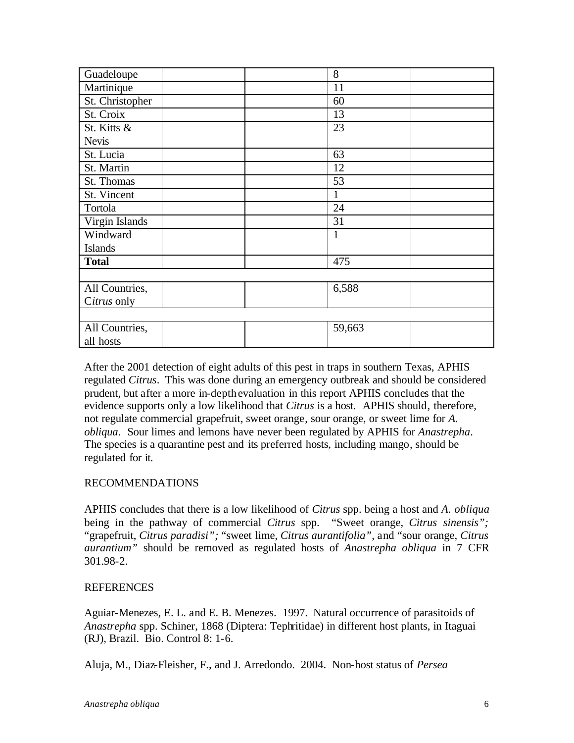| | | | | |
|---|---|---|---|---|
| Guadeloupe | | | 8 | |
| Martinique | | | 11 | |
| St. Christopher | | | 60 | |
| St. Croix | | | 13 | |
| St. Kitts & Nevis | | | 23 | |
| St. Lucia | | | 63 | |
| St. Martin | | | 12 | |
| St. Thomas | | | 53 | |
| St. Vincent | | | 1 | |
| Tortola | | | 24 | |
| Virgin Islands | | | 31 | |
| Windward Islands | | | 1 | |
| **Total** | | | 475 | |
| | | | | |
| All Countries, *Citrus* only | | | 6,588 | |
| | | | | |
| All Countries, all hosts | | | 59,663 | |

After the 2001 detection of eight adults of this pest in traps in southern Texas, APHIS regulated *Citrus*. This was done during an emergency outbreak and should be considered prudent, but after a more in-depth evaluation in this report APHIS concludes that the evidence supports only a low likelihood that *Citrus* is a host. APHIS should, therefore, not regulate commercial grapefruit, sweet orange, sour orange, or sweet lime for *A. obliqua*. Sour limes and lemons have never been regulated by APHIS for *Anastrepha*. The species is a quarantine pest and its preferred hosts, including mango, should be regulated for it.

RECOMMENDATIONS

APHIS concludes that there is a low likelihood of *Citrus* spp. being a host and *A. obliqua* being in the pathway of commercial *Citrus* spp. "Sweet orange, *Citrus sinensis";* "grapefruit, *Citrus paradisi";* "sweet lime, *Citrus aurantifolia"*, and "sour orange, *Citrus aurantium"* should be removed as regulated hosts of *Anastrepha obliqua* in 7 CFR 301.98-2.

REFERENCES

Aguiar-Menezes, E. L. and E. B. Menezes. 1997. Natural occurrence of parasitoids of *Anastrepha* spp. Schiner, 1868 (Diptera: Tephritidae) in different host plants, in Itaguai (RJ), Brazil. Bio. Control 8: 1-6.

Aluja, M., Diaz-Fleisher, F., and J. Arredondo. 2004. Non-host status of *Persea*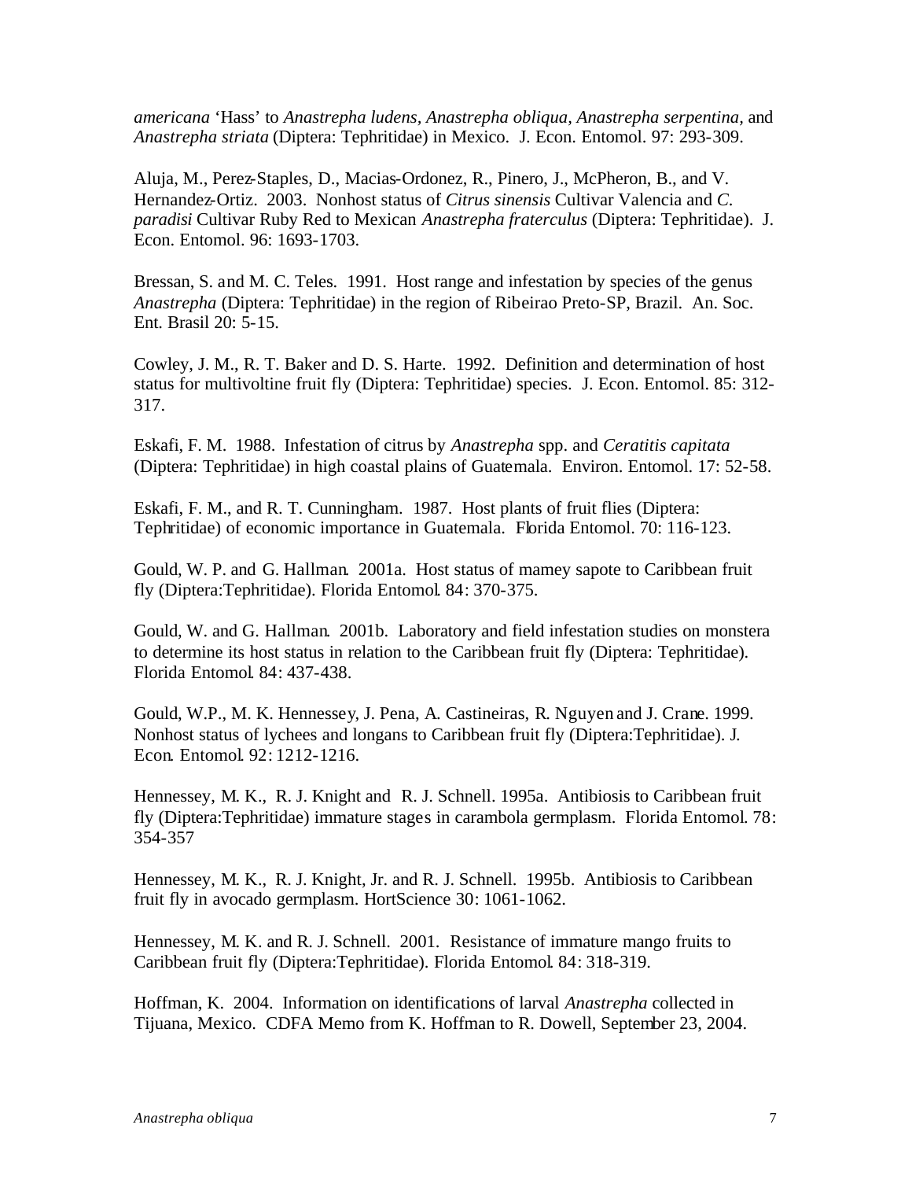*americana* 'Hass' to *Anastrepha ludens*, *Anastrepha obliqua*, *Anastrepha serpentina*, and *Anastrepha striata* (Diptera: Tephritidae) in Mexico. J. Econ. Entomol. 97: 293-309.

Aluja, M., Perez-Staples, D., Macias-Ordonez, R., Pinero, J., McPheron, B., and V. Hernandez-Ortiz. 2003. Nonhost status of *Citrus sinensis* Cultivar Valencia and *C. paradisi* Cultivar Ruby Red to Mexican *Anastrepha fraterculus* (Diptera: Tephritidae). J. Econ. Entomol. 96: 1693-1703.

Bressan, S. and M. C. Teles. 1991. Host range and infestation by species of the genus *Anastrepha* (Diptera: Tephritidae) in the region of Ribeirao Preto-SP, Brazil. An. Soc. Ent. Brasil 20: 5-15.

Cowley, J. M., R. T. Baker and D. S. Harte. 1992. Definition and determination of host status for multivoltine fruit fly (Diptera: Tephritidae) species. J. Econ. Entomol. 85: 312-317.

Eskafi, F. M. 1988. Infestation of citrus by *Anastrepha* spp. and *Ceratitis capitata* (Diptera: Tephritidae) in high coastal plains of Guatemala. Environ. Entomol. 17: 52-58.

Eskafi, F. M., and R. T. Cunningham. 1987. Host plants of fruit flies (Diptera: Tephritidae) of economic importance in Guatemala. Florida Entomol. 70: 116-123.

Gould, W. P. and G. Hallman. 2001a. Host status of mamey sapote to Caribbean fruit fly (Diptera:Tephritidae). Florida Entomol. 84: 370-375.

Gould, W. and G. Hallman. 2001b. Laboratory and field infestation studies on monstera to determine its host status in relation to the Caribbean fruit fly (Diptera: Tephritidae). Florida Entomol. 84: 437-438.

Gould, W.P., M. K. Hennessey, J. Pena, A. Castineiras, R. Nguyen and J. Crane. 1999. Nonhost status of lychees and longans to Caribbean fruit fly (Diptera:Tephritidae). J. Econ. Entomol. 92: 1212-1216.

Hennessey, M. K., R. J. Knight and R. J. Schnell. 1995a. Antibiosis to Caribbean fruit fly (Diptera:Tephritidae) immature stages in carambola germplasm. Florida Entomol. 78: 354-357

Hennessey, M. K., R. J. Knight, Jr. and R. J. Schnell. 1995b. Antibiosis to Caribbean fruit fly in avocado germplasm. HortScience 30: 1061-1062.

Hennessey, M. K. and R. J. Schnell. 2001. Resistance of immature mango fruits to Caribbean fruit fly (Diptera:Tephritidae). Florida Entomol. 84: 318-319.

Hoffman, K. 2004. Information on identifications of larval *Anastrepha* collected in Tijuana, Mexico. CDFA Memo from K. Hoffman to R. Dowell, September 23, 2004.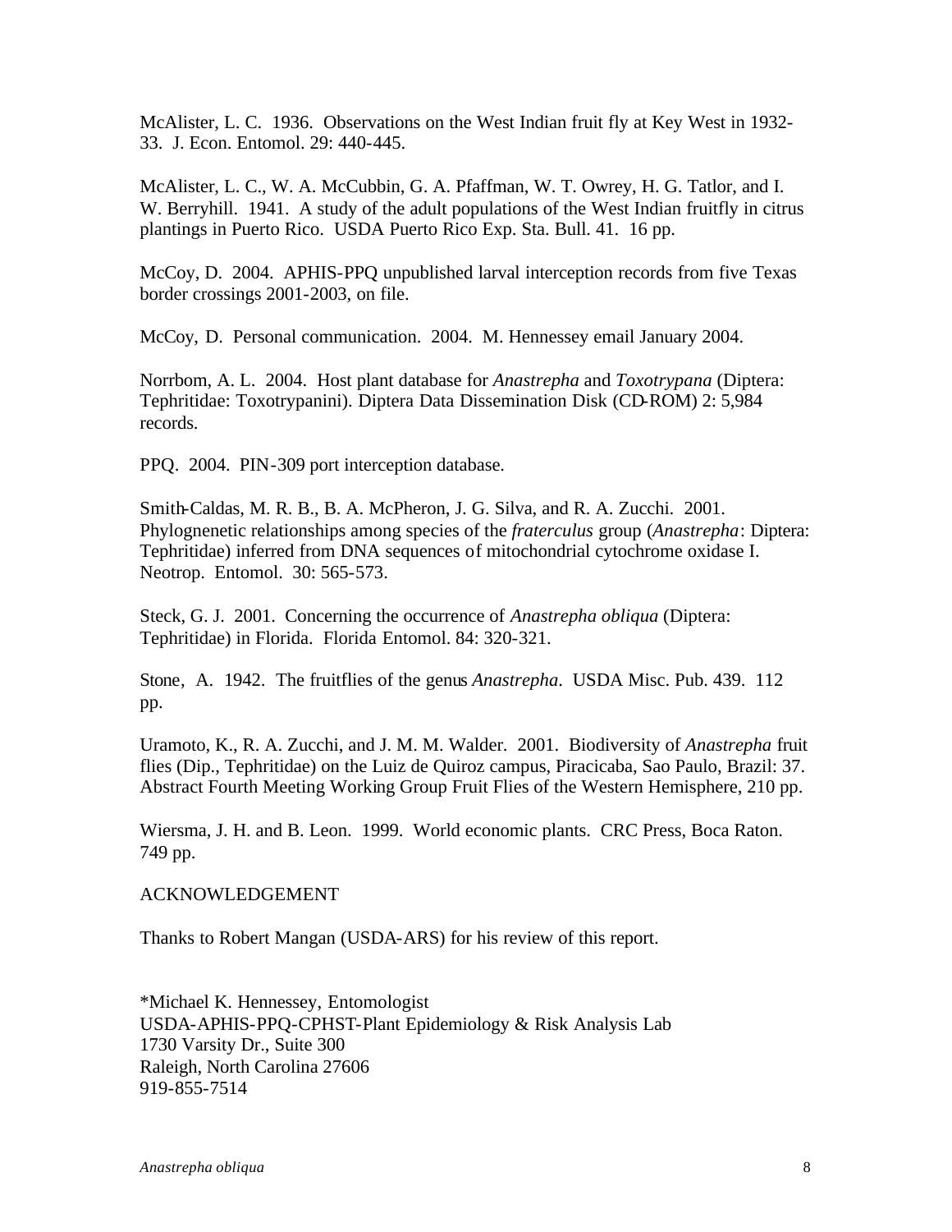McAlister, L. C. 1936. Observations on the West Indian fruit fly at Key West in 1932-33. J. Econ. Entomol. 29: 440-445.

McAlister, L. C., W. A. McCubbin, G. A. Pfaffman, W. T. Owrey, H. G. Tatlor, and I. W. Berryhill. 1941. A study of the adult populations of the West Indian fruitfly in citrus plantings in Puerto Rico. USDA Puerto Rico Exp. Sta. Bull. 41. 16 pp.

McCoy, D. 2004. APHIS-PPQ unpublished larval interception records from five Texas border crossings 2001-2003, on file.

McCoy, D. Personal communication. 2004. M. Hennessey email January 2004.

Norrbom, A. L. 2004. Host plant database for *Anastrepha* and *Toxotrypana* (Diptera: Tephritidae: Toxotrypanini). Diptera Data Dissemination Disk (CD-ROM) 2: 5,984 records.

PPQ. 2004. PIN-309 port interception database.

Smith-Caldas, M. R. B., B. A. McPheron, J. G. Silva, and R. A. Zucchi. 2001. Phylognenetic relationships among species of the *fraterculus* group (*Anastrepha*: Diptera: Tephritidae) inferred from DNA sequences of mitochondrial cytochrome oxidase I. Neotrop. Entomol. 30: 565-573.

Steck, G. J. 2001. Concerning the occurrence of *Anastrepha obliqua* (Diptera: Tephritidae) in Florida. Florida Entomol. 84: 320-321.

Stone, A. 1942. The fruitflies of the genus *Anastrepha*. USDA Misc. Pub. 439. 112 pp.

Uramoto, K., R. A. Zucchi, and J. M. M. Walder. 2001. Biodiversity of *Anastrepha* fruit flies (Dip., Tephritidae) on the Luiz de Quiroz campus, Piracicaba, Sao Paulo, Brazil: 37. Abstract Fourth Meeting Working Group Fruit Flies of the Western Hemisphere, 210 pp.

Wiersma, J. H. and B. Leon. 1999. World economic plants. CRC Press, Boca Raton. 749 pp.

ACKNOWLEDGEMENT

Thanks to Robert Mangan (USDA-ARS) for his review of this report.

*Michael K. Hennessey, Entomologist  
USDA-APHIS-PPQ-CPHST-Plant Epidemiology & Risk Analysis Lab  
1730 Varsity Dr., Suite 300  
Raleigh, North Carolina 27606  
919-855-7514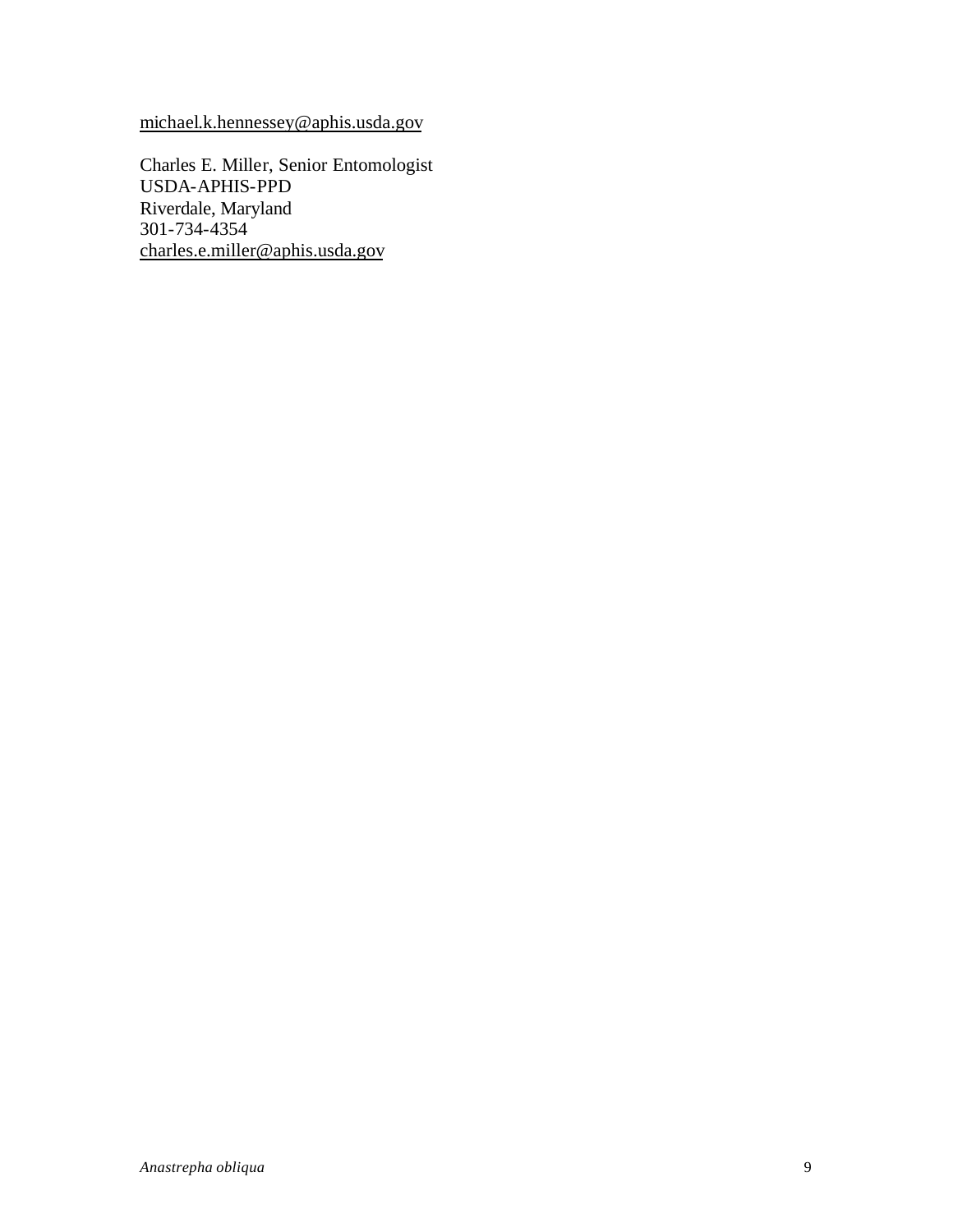michael.k.hennessey@aphis.usda.gov

Charles E. Miller, Senior Entomologist
USDA-APHIS-PPD
Riverdale, Maryland
301-734-4354
charles.e.miller@aphis.usda.gov